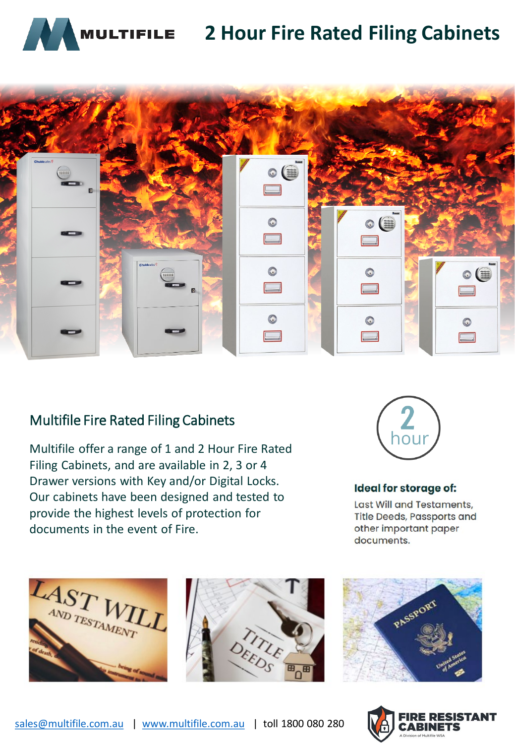MULTIFILE

# 2 Hour Fire Rated Filing Cabinets

## Multifile Fire Rated Filing Cabinets

Multifile offer a range of 1 and 2 Hour Fire Rated Filing Cabinets, and are available in 2, 3 or 4 Drawer versions with Key and/or Digital Locks. Our cabinets have been designed and tested to provide the highest levels of protection for documents in the event of Fire.

2 hour

**Ideal for storage of:**

Last Will and Testaments, Title Deeds, Passports and other important paper documents.

sales@multifile.com.au | www.multifile.com.au | toll 1800 080 280

FIRE RESISTANT CABINETS
A Division of Multifile WSA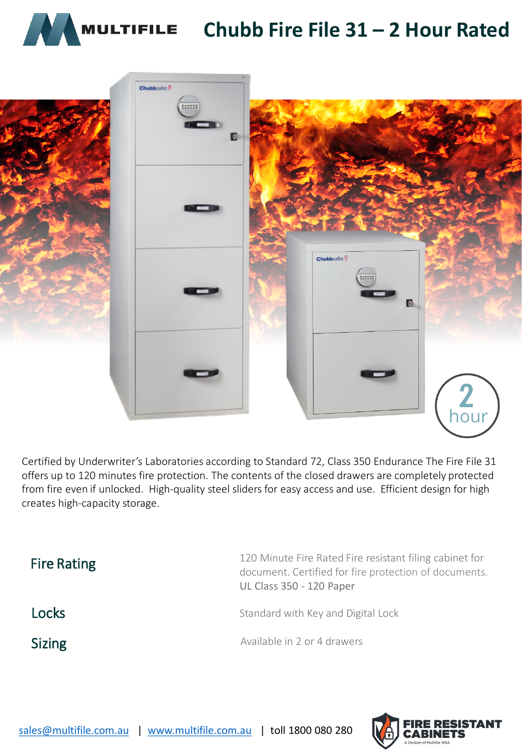MULTIFILE

# Chubb Fire File 31 – 2 Hour Rated

Certified by Underwriter's Laboratories according to Standard 72, Class 350 Endurance The Fire File 31 offers up to 120 minutes fire protection. The contents of the closed drawers are completely protected from fire even if unlocked. High-quality steel sliders for easy access and use. Efficient design for high creates high-capacity storage.

| | |
|---|---|
| Fire Rating | 120 Minute Fire Rated Fire resistant filing cabinet for document. Certified for fire protection of documents. UL Class 350 - 120 Paper |
| Locks | Standard with Key and Digital Lock |
| Sizing | Available in 2 or 4 drawers |

sales@multifile.com.au | www.multifile.com.au | toll 1800 080 280

FIRE RESISTANT CABINETS
A Division of Multifile WSA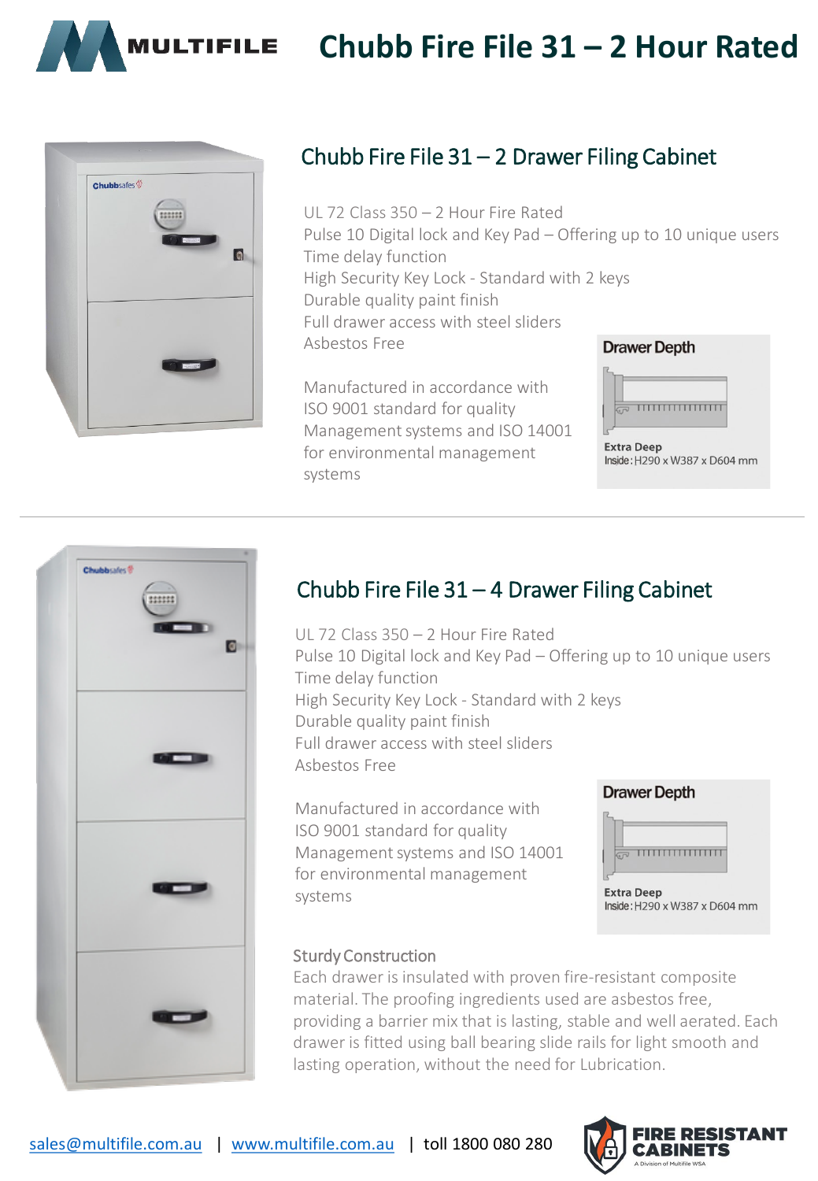# Chubb Fire File 31 – 2 Hour Rated

## Chubb Fire File 31 – 2 Drawer Filing Cabinet

UL 72 Class 350 – 2 Hour Fire Rated
Pulse 10 Digital lock and Key Pad – Offering up to 10 unique users
Time delay function
High Security Key Lock - Standard with 2 keys
Durable quality paint finish
Full drawer access with steel sliders
Asbestos Free

Manufactured in accordance with ISO 9001 standard for quality Management systems and ISO 14001 for environmental management systems

**Drawer Depth**

**Extra Deep**
Inside: H290 x W387 x D604 mm

## Chubb Fire File 31 – 4 Drawer Filing Cabinet

UL 72 Class 350 – 2 Hour Fire Rated
Pulse 10 Digital lock and Key Pad – Offering up to 10 unique users
Time delay function
High Security Key Lock - Standard with 2 keys
Durable quality paint finish
Full drawer access with steel sliders
Asbestos Free

Manufactured in accordance with ISO 9001 standard for quality Management systems and ISO 14001 for environmental management systems

**Drawer Depth**

**Extra Deep**
Inside: H290 x W387 x D604 mm

### Sturdy Construction

Each drawer is insulated with proven fire-resistant composite material. The proofing ingredients used are asbestos free, providing a barrier mix that is lasting, stable and well aerated. Each drawer is fitted using ball bearing slide rails for light smooth and lasting operation, without the need for Lubrication.

sales@multifile.com.au | www.multifile.com.au | toll 1800 080 280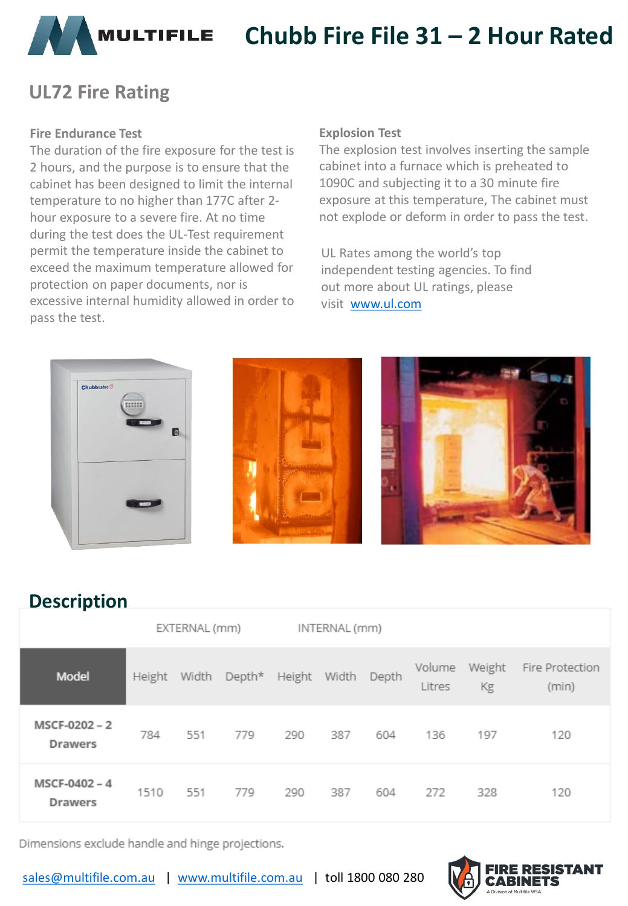# Chubb Fire File 31 – 2 Hour Rated

## UL72 Fire Rating

**Fire Endurance Test**

The duration of the fire exposure for the test is 2 hours, and the purpose is to ensure that the cabinet has been designed to limit the internal temperature to no higher than 177C after 2-hour exposure to a severe fire. At no time during the test does the UL-Test requirement permit the temperature inside the cabinet to exceed the maximum temperature allowed for protection on paper documents, nor is excessive internal humidity allowed in order to pass the test.

**Explosion Test**

The explosion test involves inserting the sample cabinet into a furnace which is preheated to 1090C and subjecting it to a 30 minute fire exposure at this temperature, The cabinet must not explode or deform in order to pass the test.

UL Rates among the world's top independent testing agencies. To find out more about UL ratings, please visit www.ul.com

## Description

| | EXTERNAL (mm) | | | INTERNAL (mm) | | | | | |
|---|---|---|---|---|---|---|---|---|---|
| Model | Height | Width | Depth* | Height | Width | Depth | Volume Litres | Weight Kg | Fire Protection (min) |
| MSCF-0202 – 2 Drawers | 784 | 551 | 779 | 290 | 387 | 604 | 136 | 197 | 120 |
| MSCF-0402 – 4 Drawers | 1510 | 551 | 779 | 290 | 387 | 604 | 272 | 328 | 120 |

Dimensions exclude handle and hinge projections.

sales@multifile.com.au | www.multifile.com.au | toll 1800 080 280